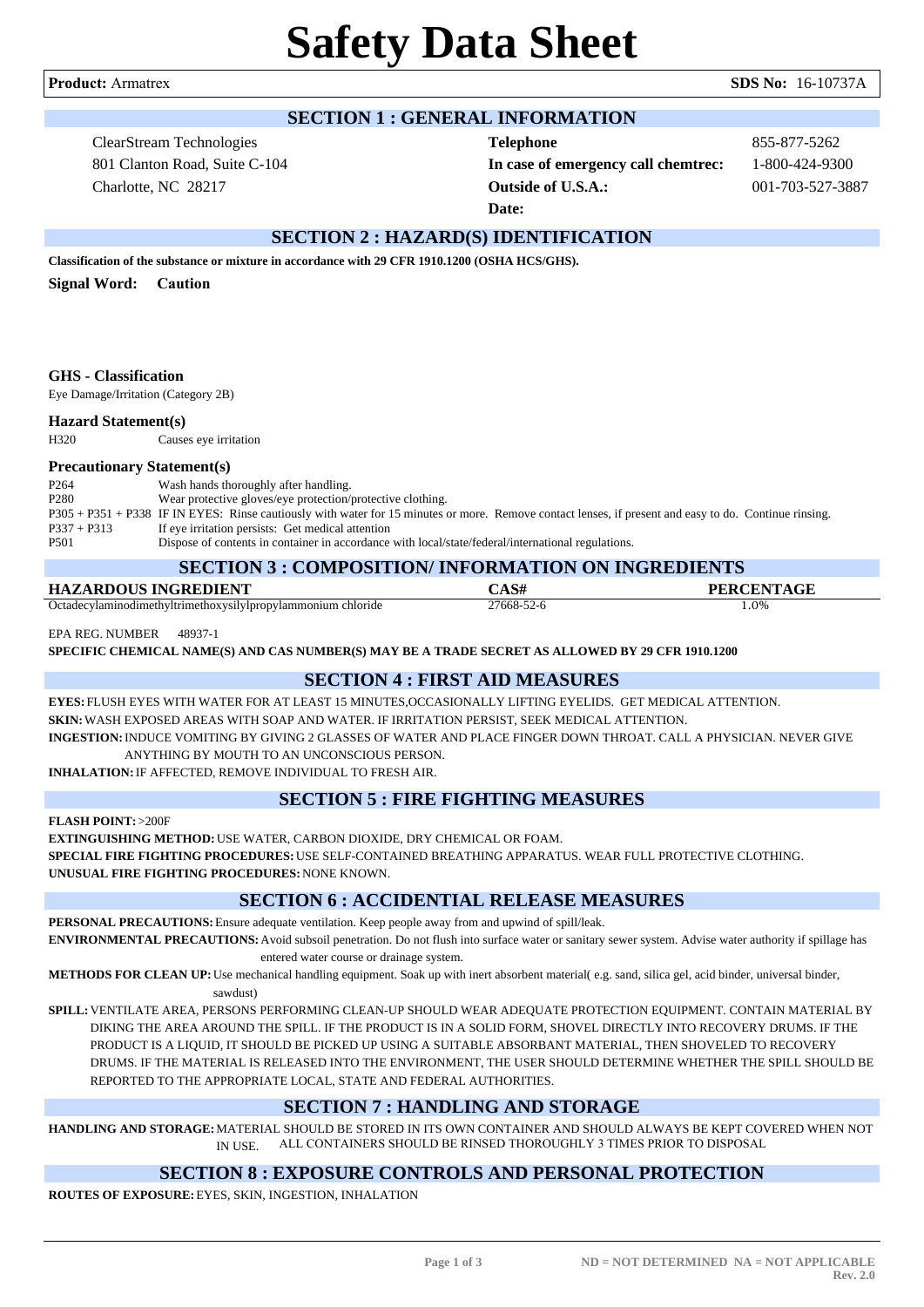# Safety Data Sheet

**Product:** Armatrex **SDS No:** 16-10737A

## SECTION 1 : GENERAL INFORMATION

ClearStream Technologies
801 Clanton Road, Suite C-104
Charlotte, NC 28217

**Telephone** 855-877-5262
**In case of emergency call chemtrec:** 1-800-424-9300
**Outside of U.S.A.:** 001-703-527-3887
**Date:**

## SECTION 2 : HAZARD(S) IDENTIFICATION

**Classification of the substance or mixture in accordance with 29 CFR 1910.1200 (OSHA HCS/GHS).**

**Signal Word: Caution**

### GHS - Classification

Eye Damage/Irritation (Category 2B)

### Hazard Statement(s)

| | |
|---|---|
| H320 | Causes eye irritation |

### Precautionary Statement(s)

| | |
|---|---|
| P264 | Wash hands thoroughly after handling. |
| P280 | Wear protective gloves/eye protection/protective clothing. |
| P305 + P351 + P338 | IF IN EYES: Rinse cautiously with water for 15 minutes or more. Remove contact lenses, if present and easy to do. Continue rinsing. |
| P337 + P313 | If eye irritation persists: Get medical attention |
| P501 | Dispose of contents in container in accordance with local/state/federal/international regulations. |

## SECTION 3 : COMPOSITION/ INFORMATION ON INGREDIENTS

| HAZARDOUS INGREDIENT | CAS# | PERCENTAGE |
|---|---|---|
| Octadecylaminodimethyltrimethoxysilylpropylammonium chloride | 27668-52-6 | 1.0% |

EPA REG. NUMBER 48937-1

**SPECIFIC CHEMICAL NAME(S) AND CAS NUMBER(S) MAY BE A TRADE SECRET AS ALLOWED BY 29 CFR 1910.1200**

## SECTION 4 : FIRST AID MEASURES

**EYES:** FLUSH EYES WITH WATER FOR AT LEAST 15 MINUTES,OCCASIONALLY LIFTING EYELIDS. GET MEDICAL ATTENTION.

**SKIN:** WASH EXPOSED AREAS WITH SOAP AND WATER. IF IRRITATION PERSIST, SEEK MEDICAL ATTENTION.

**INGESTION:** INDUCE VOMITING BY GIVING 2 GLASSES OF WATER AND PLACE FINGER DOWN THROAT. CALL A PHYSICIAN. NEVER GIVE ANYTHING BY MOUTH TO AN UNCONSCIOUS PERSON.

**INHALATION:** IF AFFECTED, REMOVE INDIVIDUAL TO FRESH AIR.

## SECTION 5 : FIRE FIGHTING MEASURES

**FLASH POINT:** >200F

**EXTINGUISHING METHOD:** USE WATER, CARBON DIOXIDE, DRY CHEMICAL OR FOAM.

**SPECIAL FIRE FIGHTING PROCEDURES:** USE SELF-CONTAINED BREATHING APPARATUS. WEAR FULL PROTECTIVE CLOTHING.

**UNUSUAL FIRE FIGHTING PROCEDURES:** NONE KNOWN.

## SECTION 6 : ACCIDENTIAL RELEASE MEASURES

**PERSONAL PRECAUTIONS:** Ensure adequate ventilation. Keep people away from and upwind of spill/leak.

**ENVIRONMENTAL PRECAUTIONS:** Avoid subsoil penetration. Do not flush into surface water or sanitary sewer system. Advise water authority if spillage has entered water course or drainage system.

**METHODS FOR CLEAN UP:** Use mechanical handling equipment. Soak up with inert absorbent material( e.g. sand, silica gel, acid binder, universal binder, sawdust)

**SPILL:** VENTILATE AREA, PERSONS PERFORMING CLEAN-UP SHOULD WEAR ADEQUATE PROTECTION EQUIPMENT. CONTAIN MATERIAL BY DIKING THE AREA AROUND THE SPILL. IF THE PRODUCT IS IN A SOLID FORM, SHOVEL DIRECTLY INTO RECOVERY DRUMS. IF THE PRODUCT IS A LIQUID, IT SHOULD BE PICKED UP USING A SUITABLE ABSORBANT MATERIAL, THEN SHOVELED TO RECOVERY DRUMS. IF THE MATERIAL IS RELEASED INTO THE ENVIRONMENT, THE USER SHOULD DETERMINE WHETHER THE SPILL SHOULD BE REPORTED TO THE APPROPRIATE LOCAL, STATE AND FEDERAL AUTHORITIES.

## SECTION 7 : HANDLING AND STORAGE

**HANDLING AND STORAGE:** MATERIAL SHOULD BE STORED IN ITS OWN CONTAINER AND SHOULD ALWAYS BE KEPT COVERED WHEN NOT IN USE. ALL CONTAINERS SHOULD BE RINSED THOROUGHLY 3 TIMES PRIOR TO DISPOSAL

## SECTION 8 : EXPOSURE CONTROLS AND PERSONAL PROTECTION

**ROUTES OF EXPOSURE:** EYES, SKIN, INGESTION, INHALATION

ND = NOT DETERMINED NA = NOT APPLICABLE
Rev. 2.0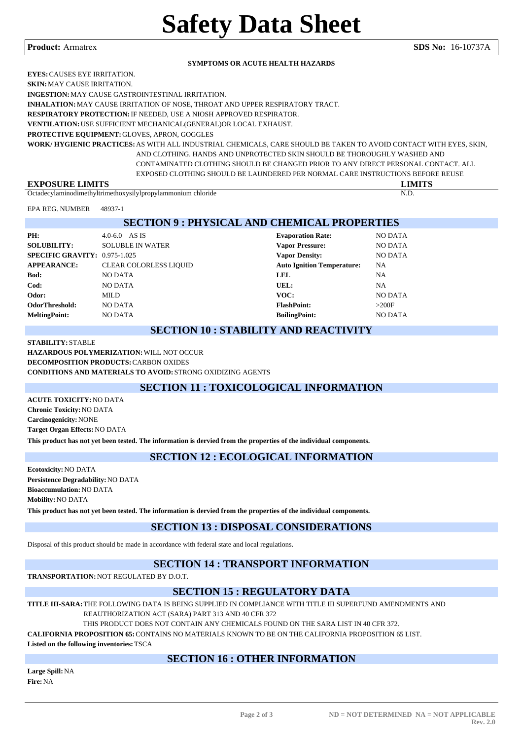# Safety Data Sheet

**Product:** Armatrex **SDS No:** 16-10737A

**SYMPTOMS OR ACUTE HEALTH HAZARDS**

**EYES:** CAUSES EYE IRRITATION.

**SKIN:** MAY CAUSE IRRITATION.

**INGESTION:** MAY CAUSE GASTROINTESTINAL IRRITATION.

**INHALATION:** MAY CAUSE IRRITATION OF NOSE, THROAT AND UPPER RESPIRATORY TRACT.

**RESPIRATORY PROTECTION:** IF NEEDED, USE A NIOSH APPROVED RESPIRATOR.

**VENTILATION:** USE SUFFICIENT MECHANICAL(GENERAL)OR LOCAL EXHAUST.

**PROTECTIVE EQUIPMENT:** GLOVES, APRON, GOGGLES

**WORK/ HYGIENIC PRACTICES:** AS WITH ALL INDUSTRIAL CHEMICALS, CARE SHOULD BE TAKEN TO AVOID CONTACT WITH EYES, SKIN, AND CLOTHING. HANDS AND UNPROTECTED SKIN SHOULD BE THOROUGHLY WASHED AND CONTAMINATED CLOTHING SHOULD BE CHANGED PRIOR TO ANY DIRECT PERSONAL CONTACT. ALL EXPOSED CLOTHING SHOULD BE LAUNDERED PER NORMAL CARE INSTRUCTIONS BEFORE REUSE

| EXPOSURE LIMITS | LIMITS |
|---|---|
| Octadecylaminodimethyltrimethoxysilylpropylammonium chloride | N.D. |

EPA REG. NUMBER 48937-1

## SECTION 9 : PHYSICAL AND CHEMICAL PROPERTIES

| | | | |
|---|---|---|---|
| **PH:** | 4.0-6.0 AS IS | **Evaporation Rate:** | NO DATA |
| **SOLUBILITY:** | SOLUBLE IN WATER | **Vapor Pressure:** | NO DATA |
| **SPECIFIC GRAVITY:** | 0.975-1.025 | **Vapor Density:** | NO DATA |
| **APPEARANCE:** | CLEAR COLORLESS LIQUID | **Auto Ignition Temperature:** | NA |
| **Bod:** | NO DATA | **LEL** | NA |
| **Cod:** | NO DATA | **UEL:** | NA |
| **Odor:** | MILD | **VOC:** | NO DATA |
| **OdorThreshold:** | NO DATA | **FlashPoint:** | >200F |
| **MeltingPoint:** | NO DATA | **BoilingPoint:** | NO DATA |

## SECTION 10 : STABILITY AND REACTIVITY

**STABILITY:** STABLE

**HAZARDOUS POLYMERIZATION:** WILL NOT OCCUR

**DECOMPOSITION PRODUCTS:** CARBON OXIDES

**CONDITIONS AND MATERIALS TO AVOID:** STRONG OXIDIZING AGENTS

## SECTION 11 : TOXICOLOGICAL INFORMATION

**ACUTE TOXICITY:** NO DATA

**Chronic Toxicity:** NO DATA

**Carcinogenicity:** NONE

**Target Organ Effects:** NO DATA

**This product has not yet been tested. The information is dervied from the properties of the individual components.**

## SECTION 12 : ECOLOGICAL INFORMATION

**Ecotoxicity:** NO DATA

**Persistence Degradability:** NO DATA

**Bioaccumulation:** NO DATA

**Mobility:** NO DATA

**This product has not yet been tested. The information is dervied from the properties of the individual components.**

## SECTION 13 : DISPOSAL CONSIDERATIONS

Disposal of this product should be made in accordance with federal state and local regulations.

## SECTION 14 : TRANSPORT INFORMATION

**TRANSPORTATION:** NOT REGULATED BY D.O.T.

## SECTION 15 : REGULATORY DATA

**TITLE III-SARA:** THE FOLLOWING DATA IS BEING SUPPLIED IN COMPLIANCE WITH TITLE III SUPERFUND AMENDMENTS AND REAUTHORIZATION ACT (SARA) PART 313 AND 40 CFR 372

THIS PRODUCT DOES NOT CONTAIN ANY CHEMICALS FOUND ON THE SARA LIST IN 40 CFR 372.

**CALIFORNIA PROPOSITION 65:** CONTAINS NO MATERIALS KNOWN TO BE ON THE CALIFORNIA PROPOSITION 65 LIST.

**Listed on the following inventories:** TSCA

## SECTION 16 : OTHER INFORMATION

**Large Spill:** NA

**Fire:** NA

**ND = NOT DETERMINED NA = NOT APPLICABLE**

**Rev. 2.0**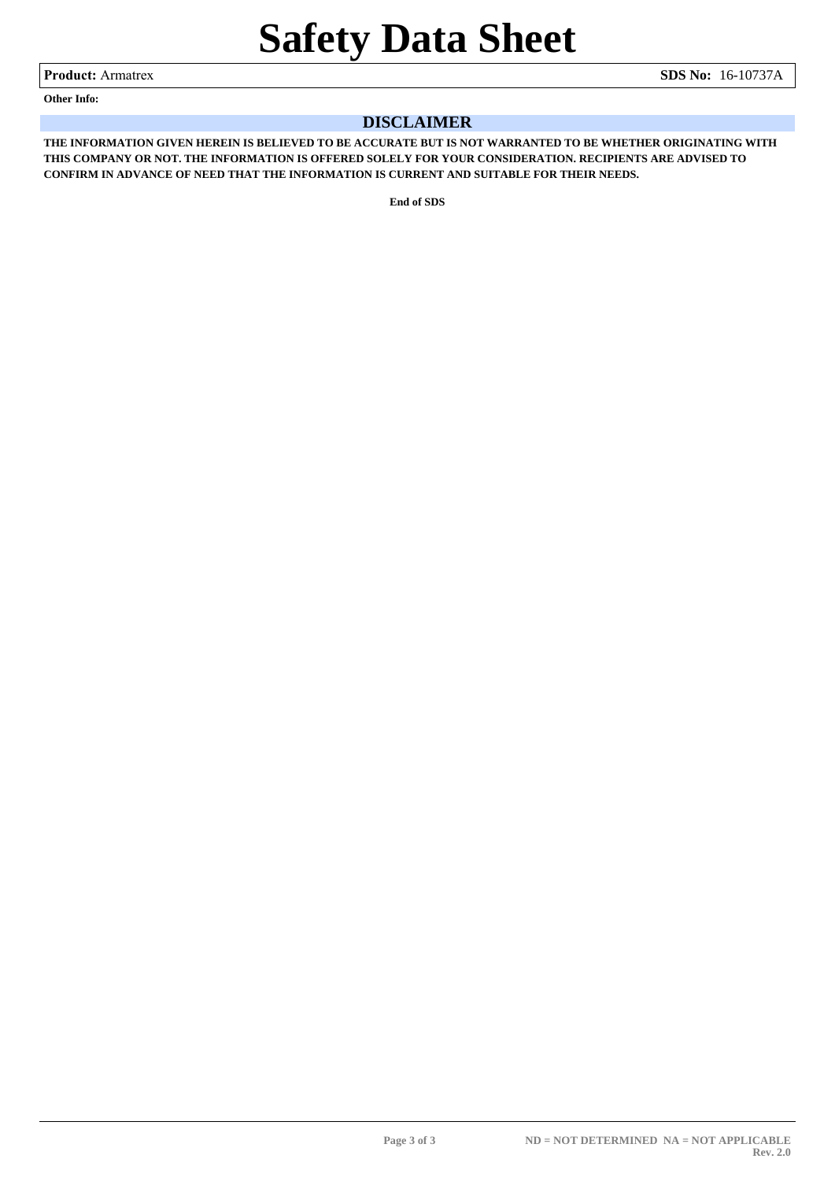# Safety Data Sheet

**Product:** Armatrex **SDS No:** 16-10737A

**Other Info:**

## DISCLAIMER

**THE INFORMATION GIVEN HEREIN IS BELIEVED TO BE ACCURATE BUT IS NOT WARRANTED TO BE WHETHER ORIGINATING WITH THIS COMPANY OR NOT. THE INFORMATION IS OFFERED SOLELY FOR YOUR CONSIDERATION. RECIPIENTS ARE ADVISED TO CONFIRM IN ADVANCE OF NEED THAT THE INFORMATION IS CURRENT AND SUITABLE FOR THEIR NEEDS.**

**End of SDS**

**ND = NOT DETERMINED NA = NOT APPLICABLE**

**Rev. 2.0**